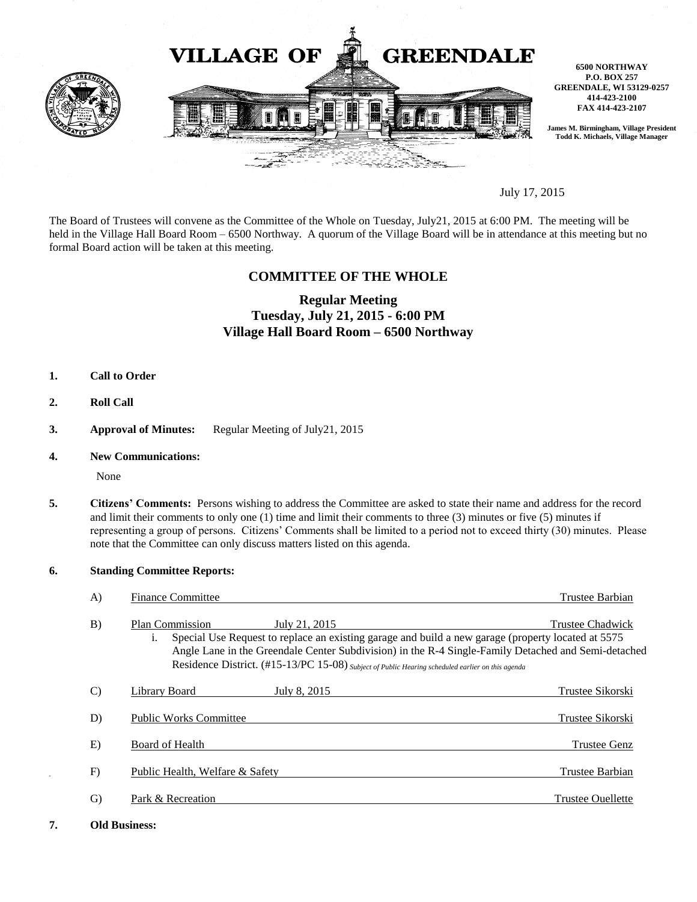# VILLAGE OF GREENDALE

**6500 NORTHWAY**
**P.O. BOX 257**
**GREENDALE, WI 53129-0257**
**414-423-2100**
**FAX 414-423-2107**

**James M. Birmingham, Village President**
**Todd K. Michaels, Village Manager**

July 17, 2015

The Board of Trustees will convene as the Committee of the Whole on Tuesday, July21, 2015 at 6:00 PM. The meeting will be held in the Village Hall Board Room – 6500 Northway. A quorum of the Village Board will be in attendance at this meeting but no formal Board action will be taken at this meeting.

## COMMITTEE OF THE WHOLE

### Regular Meeting
### Tuesday, July 21, 2015 - 6:00 PM
### Village Hall Board Room – 6500 Northway

**1. Call to Order**

**2. Roll Call**

**3. Approval of Minutes:** Regular Meeting of July21, 2015

**4. New Communications:**

None

**5. Citizens' Comments:** Persons wishing to address the Committee are asked to state their name and address for the record and limit their comments to only one (1) time and limit their comments to three (3) minutes or five (5) minutes if representing a group of persons. Citizens' Comments shall be limited to a period not to exceed thirty (30) minutes. Please note that the Committee can only discuss matters listed on this agenda.

**6. Standing Committee Reports:**

A) Finance Committee — Trustee Barbian

B) Plan Commission — July 21, 2015 — Trustee Chadwick

i. Special Use Request to replace an existing garage and build a new garage (property located at 5575 Angle Lane in the Greendale Center Subdivision) in the R-4 Single-Family Detached and Semi-detached Residence District. (#15-13/PC 15-08) *Subject of Public Hearing scheduled earlier on this agenda*

C) Library Board — July 8, 2015 — Trustee Sikorski

D) Public Works Committee — Trustee Sikorski

E) Board of Health — Trustee Genz

F) Public Health, Welfare & Safety — Trustee Barbian

G) Park & Recreation — Trustee Ouellette

**7. Old Business:**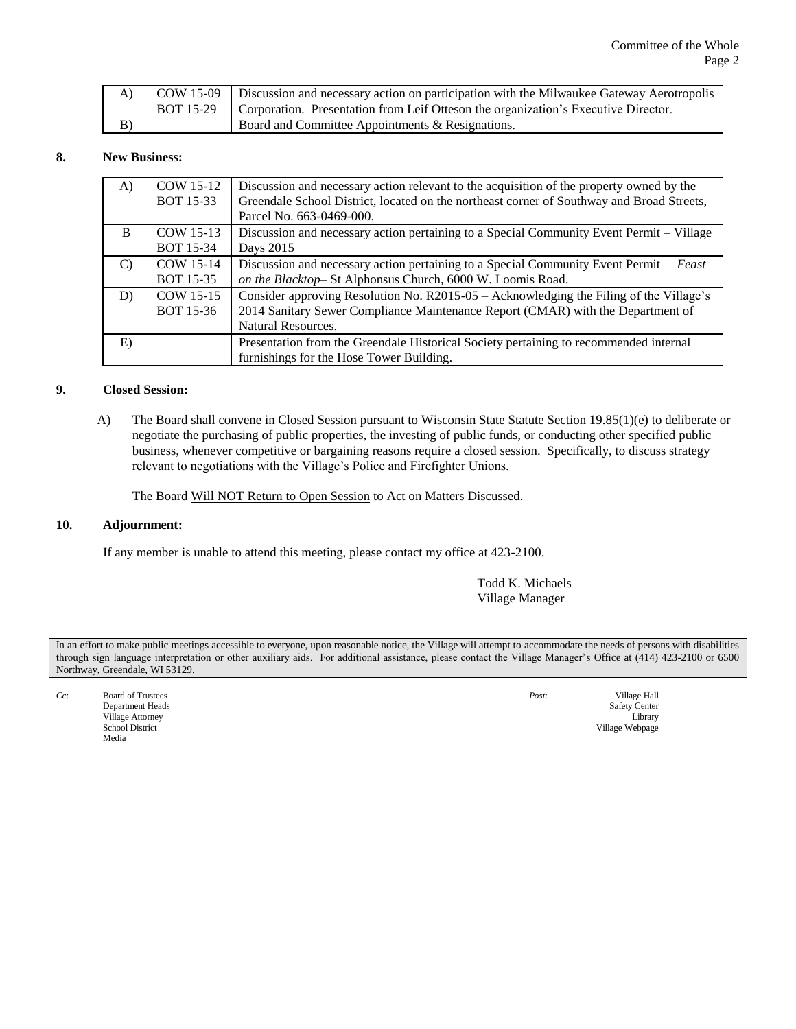| | | |
|---|---|---|
| A) | COW 15-09 BOT 15-29 | Discussion and necessary action on participation with the Milwaukee Gateway Aerotropolis Corporation. Presentation from Leif Otteson the organization's Executive Director. |
| B) | | Board and Committee Appointments & Resignations. |

**8. New Business:**

| | | |
|---|---|---|
| A) | COW 15-12 BOT 15-33 | Discussion and necessary action relevant to the acquisition of the property owned by the Greendale School District, located on the northeast corner of Southway and Broad Streets, Parcel No. 663-0469-000. |
| B | COW 15-13 BOT 15-34 | Discussion and necessary action pertaining to a Special Community Event Permit – Village Days 2015 |
| C) | COW 15-14 BOT 15-35 | Discussion and necessary action pertaining to a Special Community Event Permit – *Feast on the Blacktop*– St Alphonsus Church, 6000 W. Loomis Road. |
| D) | COW 15-15 BOT 15-36 | Consider approving Resolution No. R2015-05 – Acknowledging the Filing of the Village's 2014 Sanitary Sewer Compliance Maintenance Report (CMAR) with the Department of Natural Resources. |
| E) | | Presentation from the Greendale Historical Society pertaining to recommended internal furnishings for the Hose Tower Building. |

**9. Closed Session:**

A) The Board shall convene in Closed Session pursuant to Wisconsin State Statute Section 19.85(1)(e) to deliberate or negotiate the purchasing of public properties, the investing of public funds, or conducting other specified public business, whenever competitive or bargaining reasons require a closed session. Specifically, to discuss strategy relevant to negotiations with the Village's Police and Firefighter Unions.

The Board Will NOT Return to Open Session to Act on Matters Discussed.

**10. Adjournment:**

If any member is unable to attend this meeting, please contact my office at 423-2100.

Todd K. Michaels
Village Manager

In an effort to make public meetings accessible to everyone, upon reasonable notice, the Village will attempt to accommodate the needs of persons with disabilities through sign language interpretation or other auxiliary aids. For additional assistance, please contact the Village Manager's Office at (414) 423-2100 or 6500 Northway, Greendale, WI 53129.

*Cc*: Board of Trustees
Department Heads
Village Attorney
School District
Media

*Post*: Village Hall
Safety Center
Library
Village Webpage